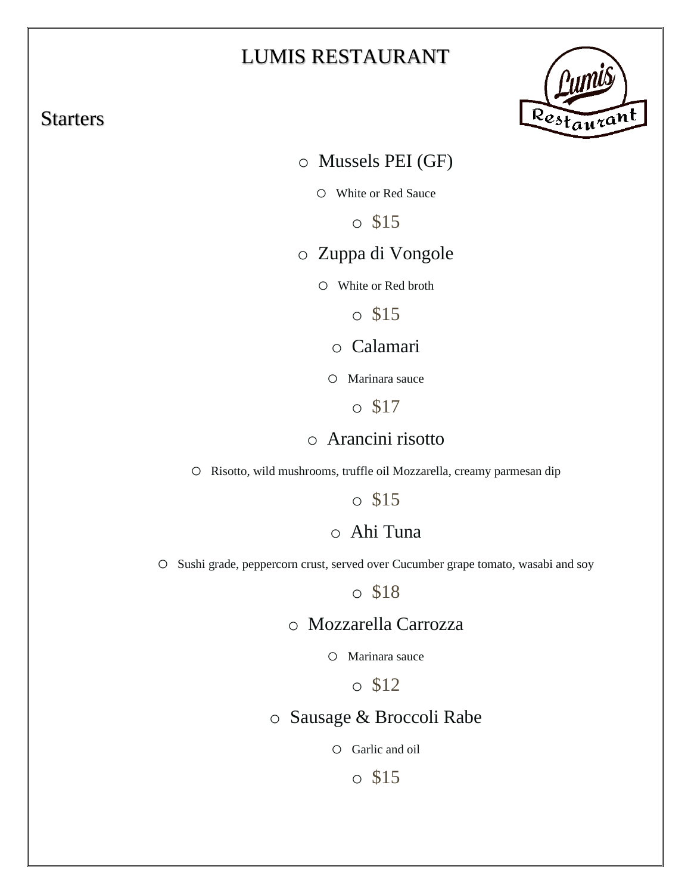# LUMIS RESTAURANT

## Starters

- Mussels PEI (GF)
  - White or Red Sauce
  - $15
- Zuppa di Vongole
  - White or Red broth
  - $15
- Calamari
  - Marinara sauce
  - $17
- Arancini risotto
  - Risotto, wild mushrooms, truffle oil Mozzarella, creamy parmesan dip
  - $15
- Ahi Tuna
  - Sushi grade, peppercorn crust, served over Cucumber grape tomato, wasabi and soy
  - $18
- Mozzarella Carrozza
  - Marinara sauce
  - $12
- Sausage & Broccoli Rabe
  - Garlic and oil
  - $15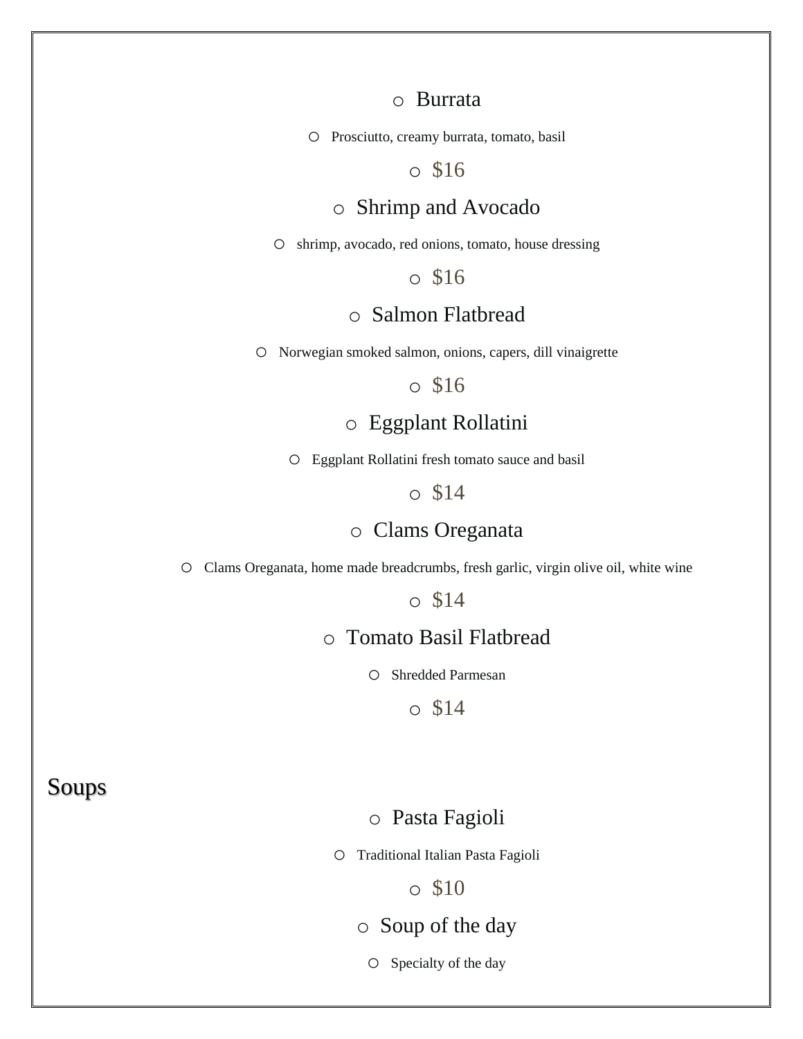- Burrata
  - Prosciutto, creamy burrata, tomato, basil
- $16
- Shrimp and Avocado
  - shrimp, avocado, red onions, tomato, house dressing
- $16
- Salmon Flatbread
  - Norwegian smoked salmon, onions, capers, dill vinaigrette
- $16
- Eggplant Rollatini
  - Eggplant Rollatini fresh tomato sauce and basil
- $14
- Clams Oreganata
  - Clams Oreganata, home made breadcrumbs, fresh garlic, virgin olive oil, white wine
- $14
- Tomato Basil Flatbread
  - Shredded Parmesan
- $14

## Soups

- Pasta Fagioli
  - Traditional Italian Pasta Fagioli
- $10
- Soup of the day
  - Specialty of the day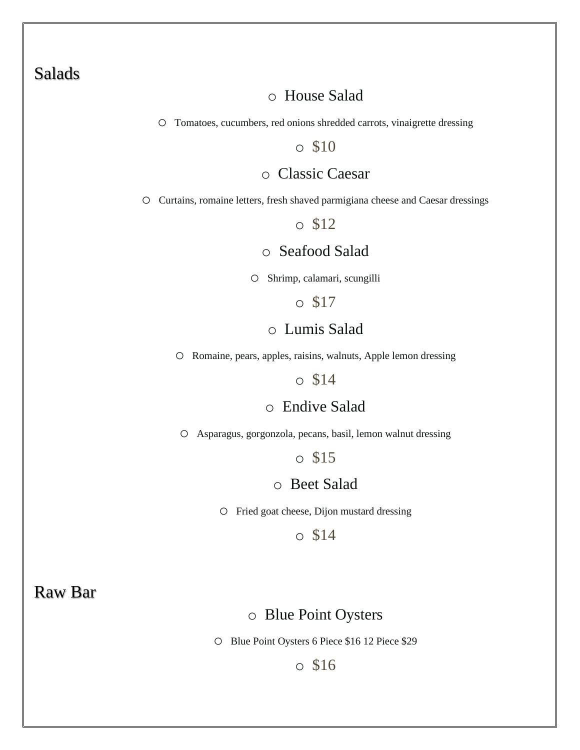## Salads

- House Salad
  - Tomatoes, cucumbers, red onions shredded carrots, vinaigrette dressing
- $10
- Classic Caesar
  - Curtains, romaine letters, fresh shaved parmigiana cheese and Caesar dressings
- $12
- Seafood Salad
  - Shrimp, calamari, scungilli
- $17
- Lumis Salad
  - Romaine, pears, apples, raisins, walnuts, Apple lemon dressing
- $14
- Endive Salad
  - Asparagus, gorgonzola, pecans, basil, lemon walnut dressing
- $15
- Beet Salad
  - Fried goat cheese, Dijon mustard dressing
- $14

## Raw Bar

- Blue Point Oysters
  - Blue Point Oysters 6 Piece $16 12 Piece $29
- $16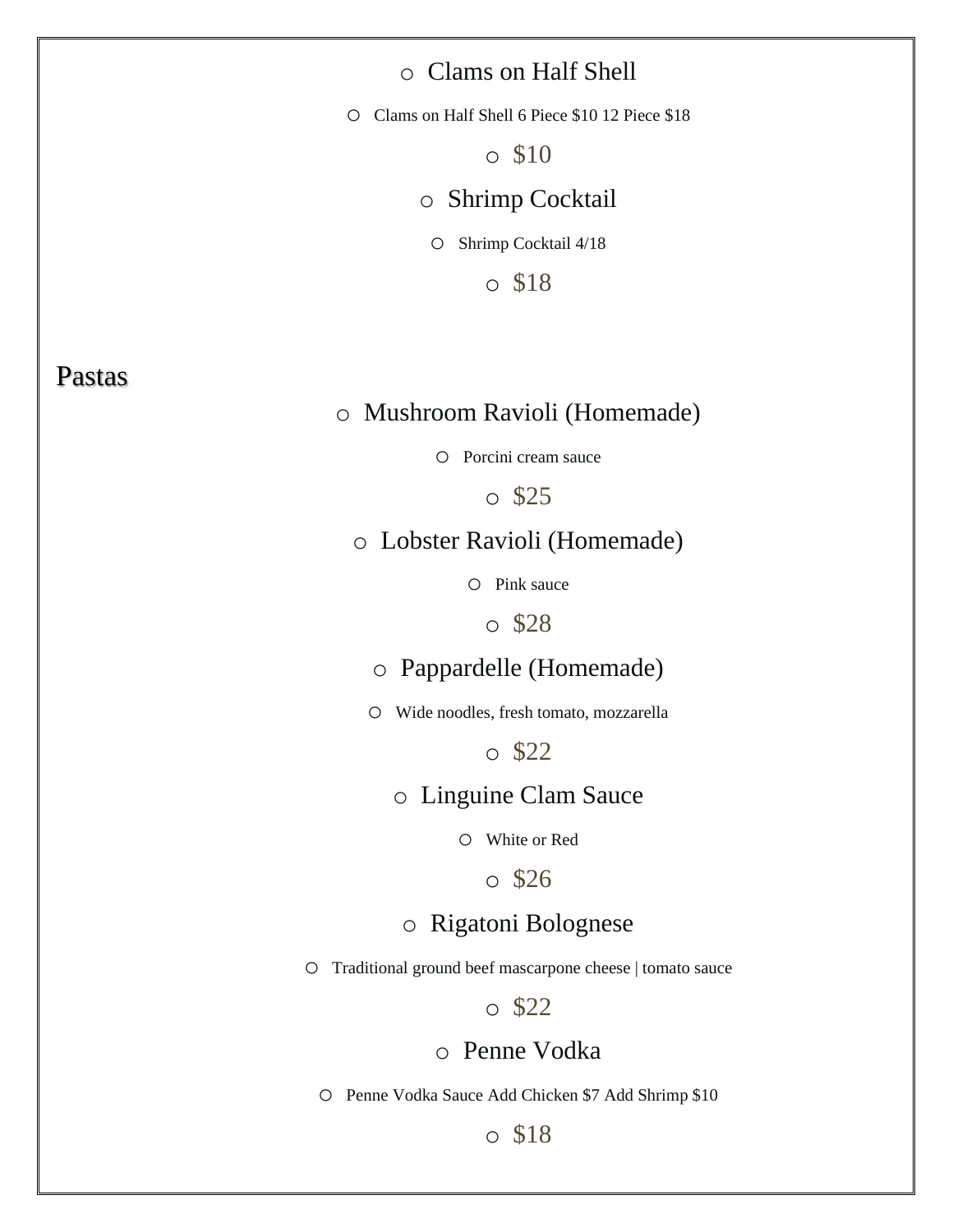- Clams on Half Shell
  - Clams on Half Shell 6 Piece $10 12 Piece $18
  - $10
- Shrimp Cocktail
  - Shrimp Cocktail 4/18
  - $18

## Pastas

- Mushroom Ravioli (Homemade)
  - Porcini cream sauce
  - $25
- Lobster Ravioli (Homemade)
  - Pink sauce
  - $28
- Pappardelle (Homemade)
  - Wide noodles, fresh tomato, mozzarella
  - $22
- Linguine Clam Sauce
  - White or Red
  - $26
- Rigatoni Bolognese
  - Traditional ground beef mascarpone cheese | tomato sauce
  - $22
- Penne Vodka
  - Penne Vodka Sauce Add Chicken $7 Add Shrimp $10
  - $18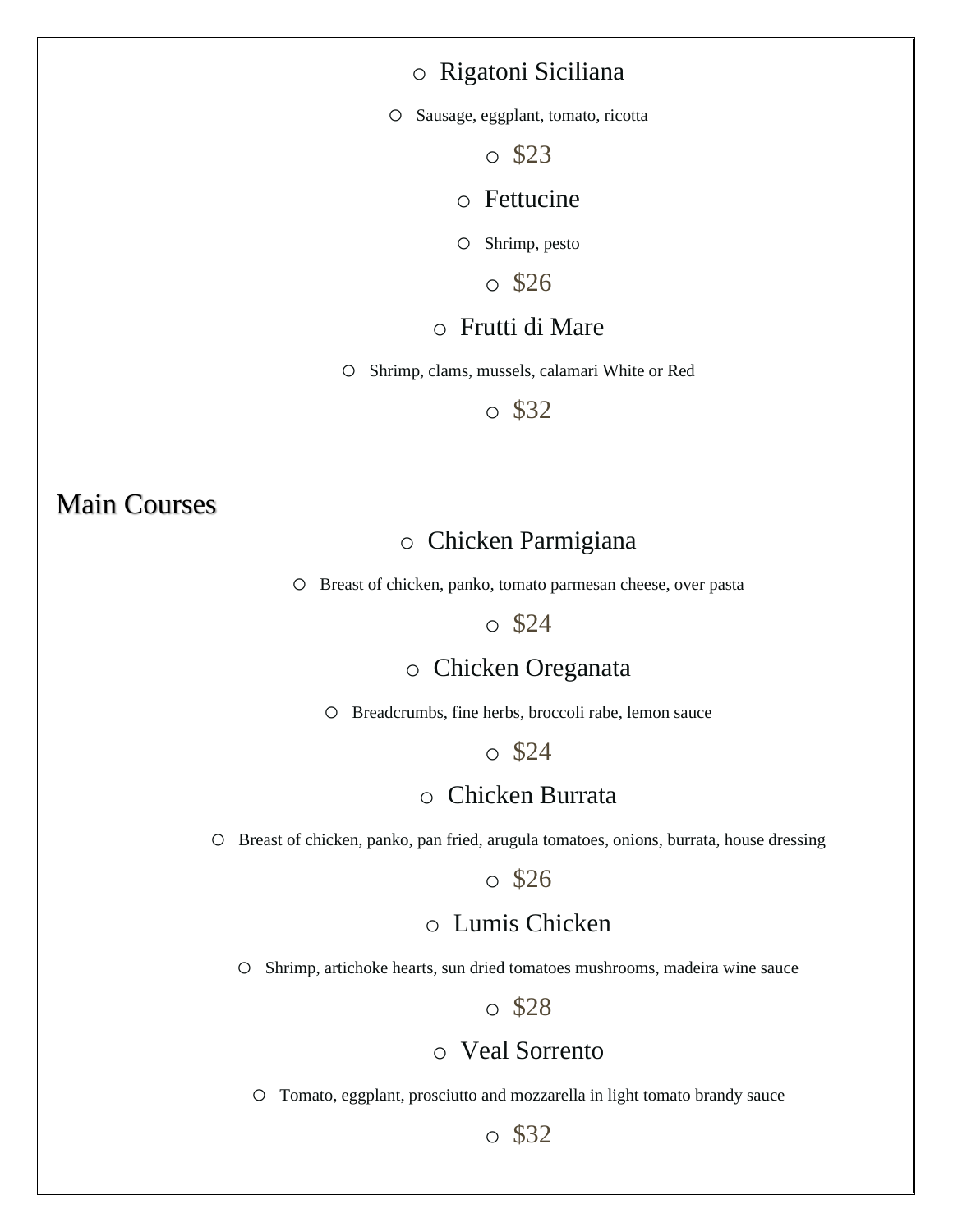- Rigatoni Siciliana
  - Sausage, eggplant, tomato, ricotta
- $23
- Fettucine
  - Shrimp, pesto
- $26
- Frutti di Mare
  - Shrimp, clams, mussels, calamari White or Red
- $32

## Main Courses

- Chicken Parmigiana
  - Breast of chicken, panko, tomato parmesan cheese, over pasta
- $24
- Chicken Oreganata
  - Breadcrumbs, fine herbs, broccoli rabe, lemon sauce
- $24
- Chicken Burrata
  - Breast of chicken, panko, pan fried, arugula tomatoes, onions, burrata, house dressing
- $26
- Lumis Chicken
  - Shrimp, artichoke hearts, sun dried tomatoes mushrooms, madeira wine sauce
- $28
- Veal Sorrento
  - Tomato, eggplant, prosciutto and mozzarella in light tomato brandy sauce
- $32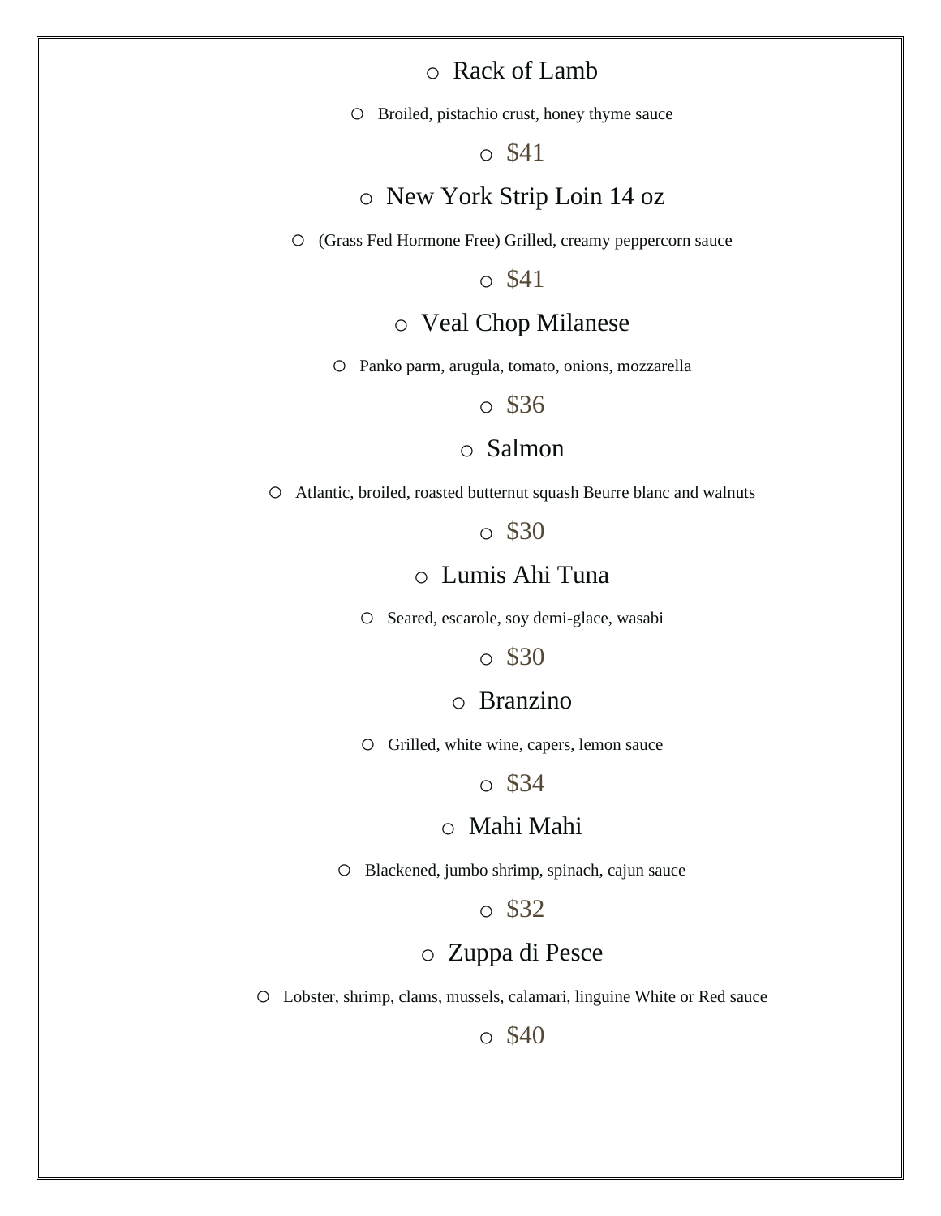- Rack of Lamb
  - Broiled, pistachio crust, honey thyme sauce
- $41
- New York Strip Loin 14 oz
  - (Grass Fed Hormone Free) Grilled, creamy peppercorn sauce
- $41
- Veal Chop Milanese
  - Panko parm, arugula, tomato, onions, mozzarella
- $36
- Salmon
  - Atlantic, broiled, roasted butternut squash Beurre blanc and walnuts
- $30
- Lumis Ahi Tuna
  - Seared, escarole, soy demi-glace, wasabi
- $30
- Branzino
  - Grilled, white wine, capers, lemon sauce
- $34
- Mahi Mahi
  - Blackened, jumbo shrimp, spinach, cajun sauce
- $32
- Zuppa di Pesce
  - Lobster, shrimp, clams, mussels, calamari, linguine White or Red sauce
- $40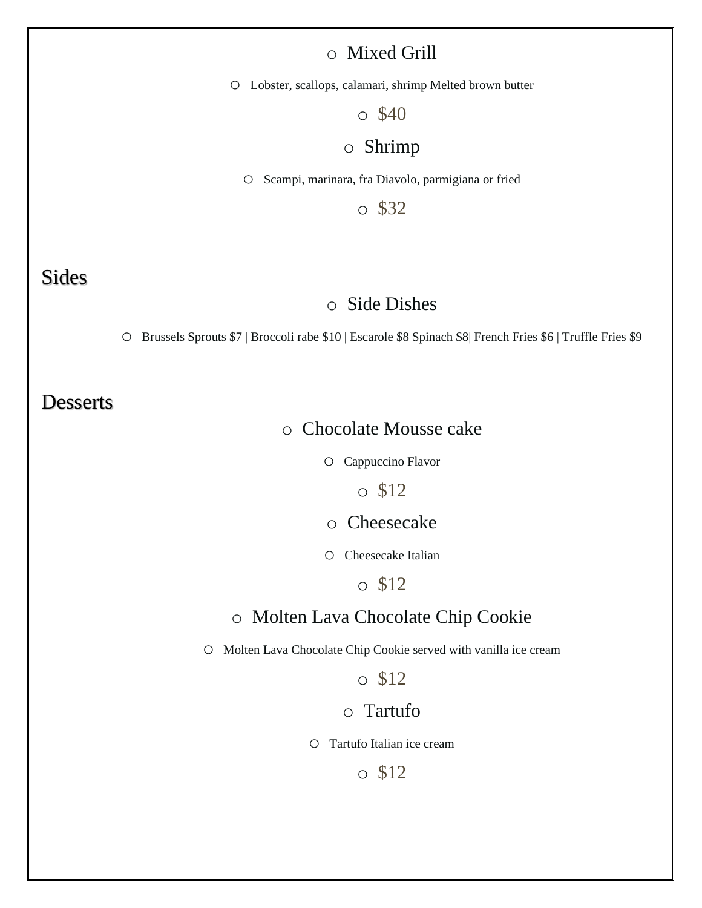- Mixed Grill
  - Lobster, scallops, calamari, shrimp Melted brown butter
- $40
- Shrimp
  - Scampi, marinara, fra Diavolo, parmigiana or fried
- $32

## Sides

- Side Dishes
  - Brussels Sprouts $7 | Broccoli rabe $10 | Escarole $8 Spinach $8| French Fries $6 | Truffle Fries $9

## Desserts

- Chocolate Mousse cake
  - Cappuccino Flavor
- $12
- Cheesecake
  - Cheesecake Italian
- $12
- Molten Lava Chocolate Chip Cookie
  - Molten Lava Chocolate Chip Cookie served with vanilla ice cream
- $12
- Tartufo
  - Tartufo Italian ice cream
- $12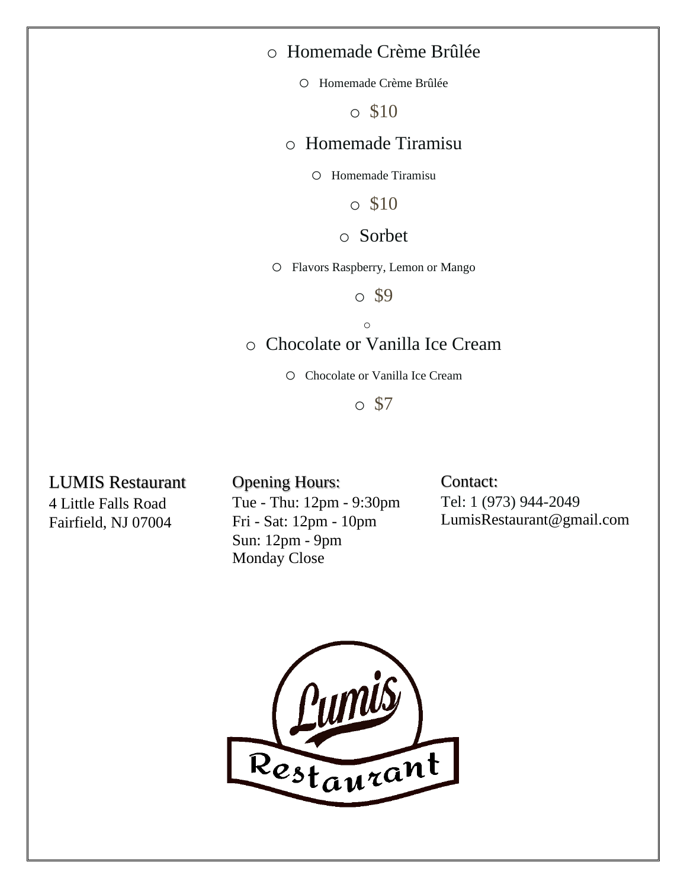- Homemade Crème Brûlée
  - Homemade Crème Brûlée
- $10
- Homemade Tiramisu
  - Homemade Tiramisu
- $10
- Sorbet
  - Flavors Raspberry, Lemon or Mango
- $9
- Chocolate or Vanilla Ice Cream
  - Chocolate or Vanilla Ice Cream
- $7

LUMIS Restaurant
4 Little Falls Road
Fairfield, NJ 07004

Opening Hours:
Tue - Thu: 12pm - 9:30pm
Fri - Sat: 12pm - 10pm
Sun: 12pm - 9pm
Monday Close

Contact:
Tel: 1 (973) 944-2049
LumisRestaurant@gmail.com

Lumis Restaurant